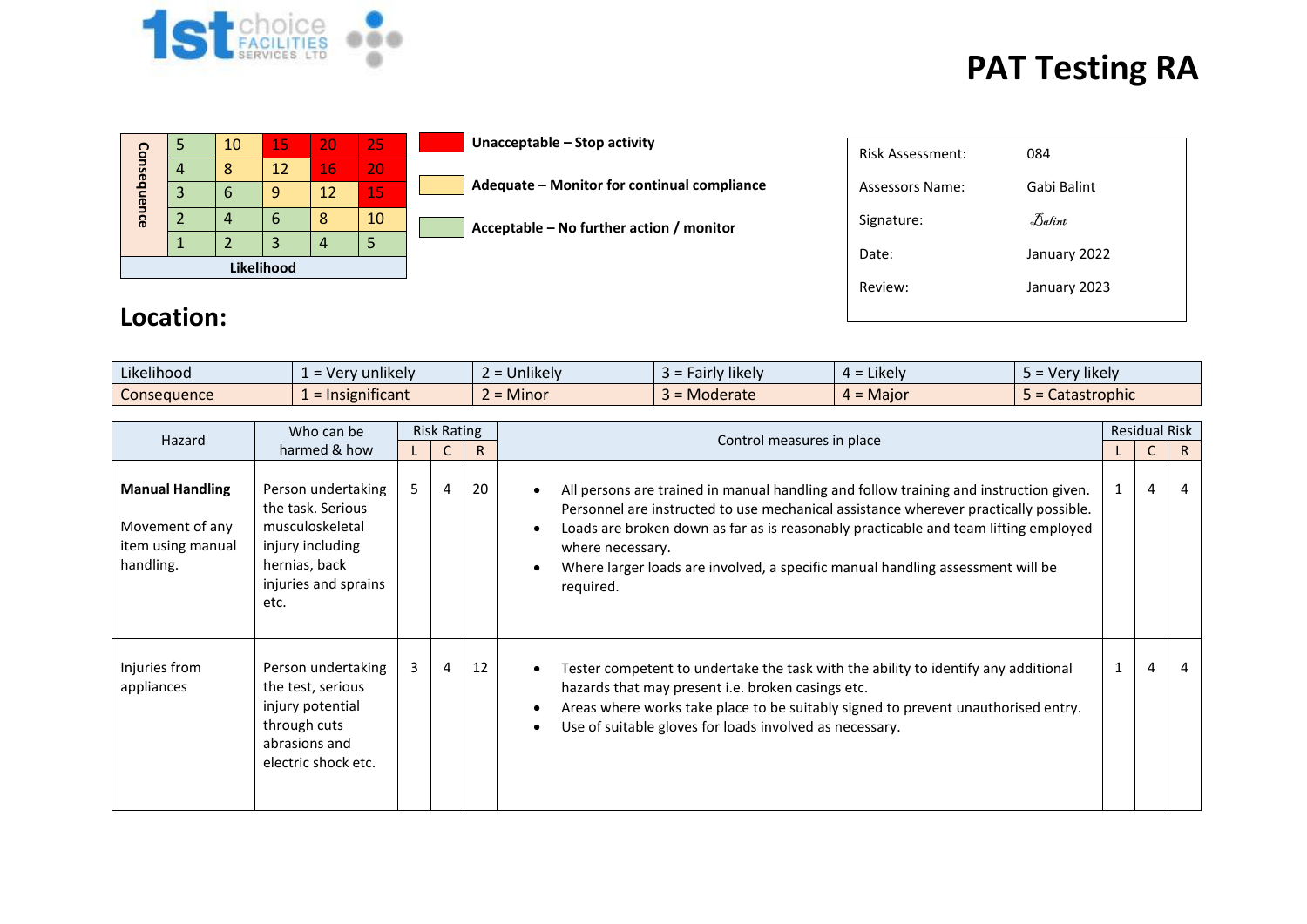# PAT Testing RA

| Consequence | | | | | |
|---|---|---|---|---|---|
| | 5 | 10 | 15 | 20 | 25 |
| | 4 | 8 | 12 | 16 | 20 |
| | 3 | 6 | 9 | 12 | 15 |
| | 2 | 4 | 6 | 8 | 10 |
| | 1 | 2 | 3 | 4 | 5 |
| | Likelihood | | | | |

**Unacceptable – Stop activity**

**Adequate – Monitor for continual compliance**

**Acceptable – No further action / monitor**

| | |
|---|---|
| Risk Assessment: | 084 |
| Assessors Name: | Gabi Balint |
| Signature: | Balint |
| Date: | January 2022 |
| Review: | January 2023 |

## Location:

| Likelihood | 1 = Very unlikely | 2 = Unlikely | 3 = Fairly likely | 4 = Likely | 5 = Very likely |
|---|---|---|---|---|---|
| Consequence | 1 = Insignificant | 2 = Minor | 3 = Moderate | 4 = Major | 5 = Catastrophic |

| Hazard | Who can be harmed & how | Risk Rating | | | Control measures in place | Residual Risk | | |
|---|---|---|---|---|---|---|---|---|
| | | L | C | R | | L | C | R |
| **Manual Handling**<br><br>Movement of any item using manual handling. | Person undertaking the task. Serious musculoskeletal injury including hernias, back injuries and sprains etc. | 5 | 4 | 20 | • All persons are trained in manual handling and follow training and instruction given. Personnel are instructed to use mechanical assistance wherever practically possible.<br>• Loads are broken down as far as is reasonably practicable and team lifting employed where necessary.<br>• Where larger loads are involved, a specific manual handling assessment will be required. | 1 | 4 | 4 |
| Injuries from appliances | Person undertaking the test, serious injury potential through cuts abrasions and electric shock etc. | 3 | 4 | 12 | • Tester competent to undertake the task with the ability to identify any additional hazards that may present i.e. broken casings etc.<br>• Areas where works take place to be suitably signed to prevent unauthorised entry.<br>• Use of suitable gloves for loads involved as necessary. | 1 | 4 | 4 |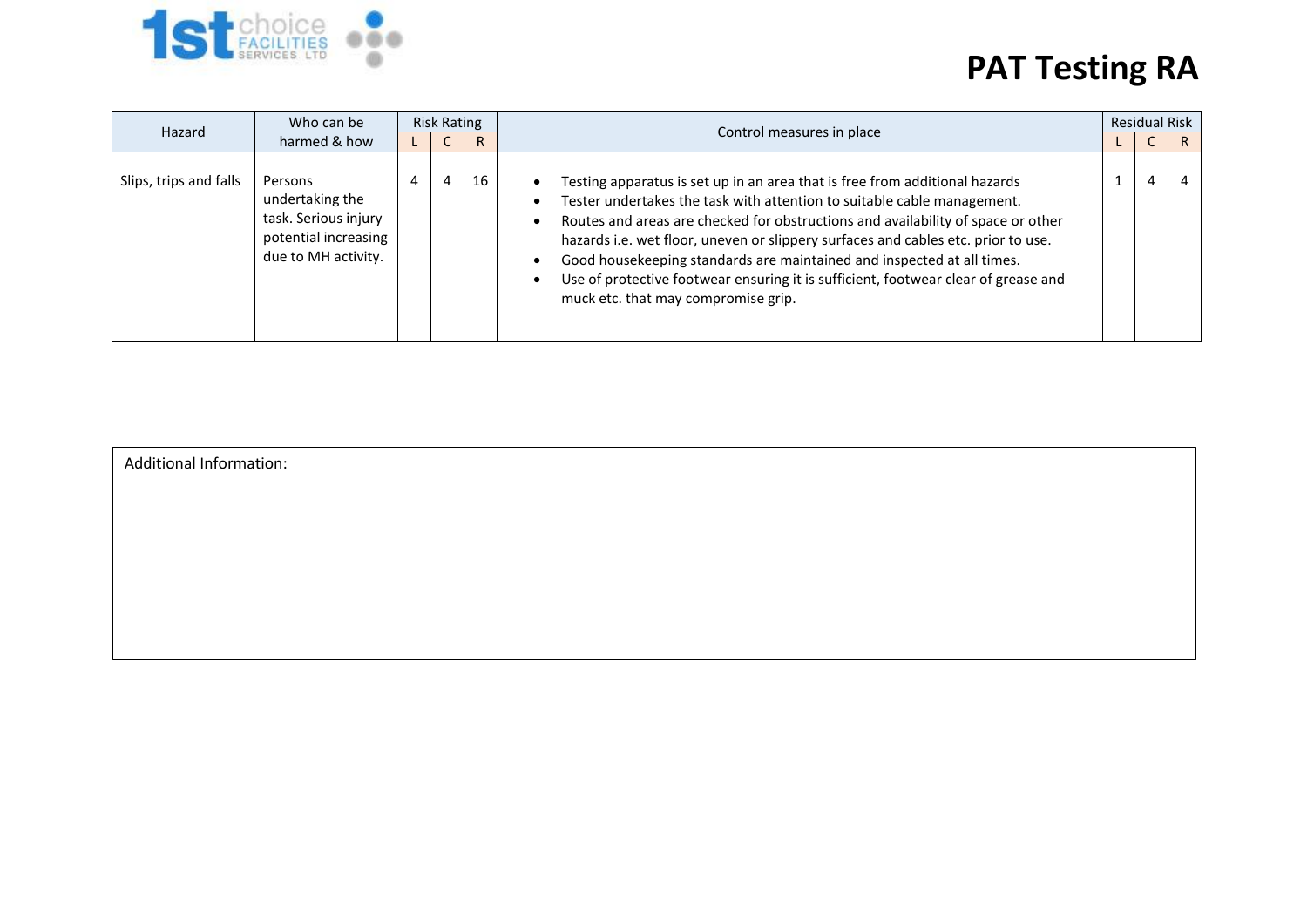# PAT Testing RA

| Hazard | Who can be harmed & how | Risk Rating | | | Control measures in place | Residual Risk | | |
|---|---|---|---|---|---|---|---|---|
| | | L | C | R | | L | C | R |
| Slips, trips and falls | Persons undertaking the task. Serious injury potential increasing due to MH activity. | 4 | 4 | 16 | • Testing apparatus is set up in an area that is free from additional hazards<br>• Tester undertakes the task with attention to suitable cable management.<br>• Routes and areas are checked for obstructions and availability of space or other hazards i.e. wet floor, uneven or slippery surfaces and cables etc. prior to use.<br>• Good housekeeping standards are maintained and inspected at all times.<br>• Use of protective footwear ensuring it is sufficient, footwear clear of grease and muck etc. that may compromise grip. | 1 | 4 | 4 |

Additional Information: